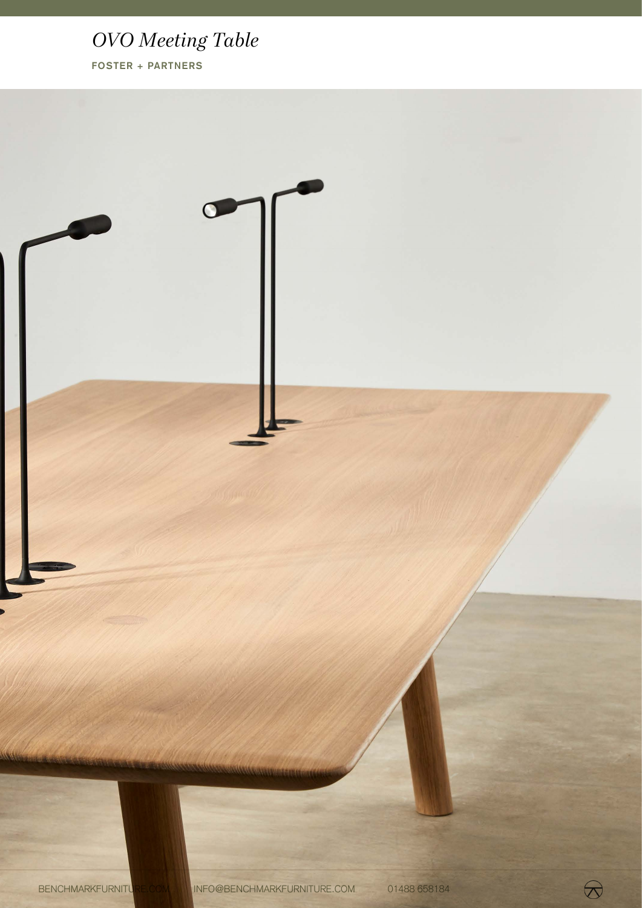# *OVO Meeting Table*

**FOSTER + PARTNERS**

BENCHMARKFURNITURE.COM INFO@BENCHMARKFURNITURE.COM 01488 658184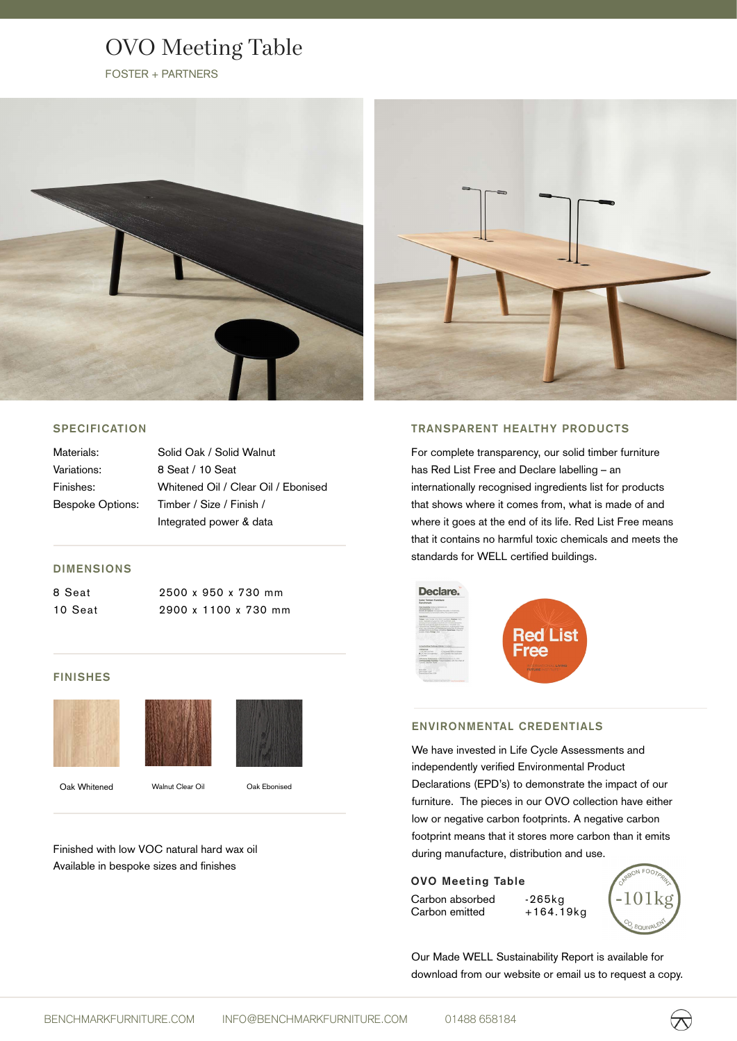# OVO Meeting Table

FOSTER + PARTNERS

## SPECIFICATION

| | |
|---|---|
| Materials: | Solid Oak / Solid Walnut |
| Variations: | 8 Seat / 10 Seat |
| Finishes: | Whitened Oil / Clear Oil / Ebonised |
| Bespoke Options: | Timber / Size / Finish / Integrated power & data |

## DIMENSIONS

| | |
|---|---|
| 8 Seat | 2500 x 950 x 730 mm |
| 10 Seat | 2900 x 1100 x 730 mm |

## FINISHES

Oak Whitened

Walnut Clear Oil

Oak Ebonised

Finished with low VOC natural hard wax oil
Available in bespoke sizes and finishes

## TRANSPARENT HEALTHY PRODUCTS

For complete transparency, our solid timber furniture has Red List Free and Declare labelling – an internationally recognised ingredients list for products that shows where it comes from, what is made of and where it goes at the end of its life. Red List Free means that it contains no harmful toxic chemicals and meets the standards for WELL certified buildings.

Declare.

Red List Free

## ENVIRONMENTAL CREDENTIALS

We have invested in Life Cycle Assessments and independently verified Environmental Product Declarations (EPD's) to demonstrate the impact of our furniture. The pieces in our OVO collection have either low or negative carbon footprints. A negative carbon footprint means that it stores more carbon than it emits during manufacture, distribution and use.

**OVO Meeting Table**

| | |
|---|---|
| Carbon absorbed | -265kg |
| Carbon emitted | +164.19kg |

CARBON FOOTPRINT -101kg $CO_2$ EQUIVALENT

Our Made WELL Sustainability Report is available for download from our website or email us to request a copy.

BENCHMARKFURNITURE.COM INFO@BENCHMARKFURNITURE.COM 01488 658184